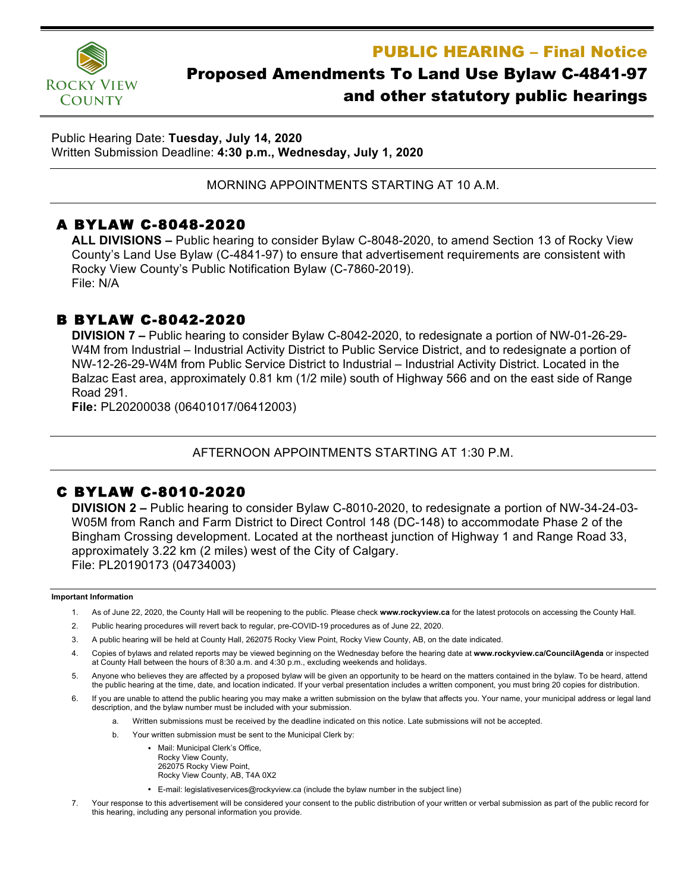# PUBLIC HEARING – Final Notice

## Proposed Amendments To Land Use Bylaw C-4841-97 and other statutory public hearings

Public Hearing Date: **Tuesday, July 14, 2020**
Written Submission Deadline: **4:30 p.m., Wednesday, July 1, 2020**

MORNING APPOINTMENTS STARTING AT 10 A.M.

### A BYLAW C-8048-2020

**ALL DIVISIONS –** Public hearing to consider Bylaw C-8048-2020, to amend Section 13 of Rocky View County's Land Use Bylaw (C-4841-97) to ensure that advertisement requirements are consistent with Rocky View County's Public Notification Bylaw (C-7860-2019).
File: N/A

### B BYLAW C-8042-2020

**DIVISION 7 –** Public hearing to consider Bylaw C-8042-2020, to redesignate a portion of NW-01-26-29-W4M from Industrial – Industrial Activity District to Public Service District, and to redesignate a portion of NW-12-26-29-W4M from Public Service District to Industrial – Industrial Activity District. Located in the Balzac East area, approximately 0.81 km (1/2 mile) south of Highway 566 and on the east side of Range Road 291.
**File:** PL20200038 (06401017/06412003)

AFTERNOON APPOINTMENTS STARTING AT 1:30 P.M.

### C BYLAW C-8010-2020

**DIVISION 2 –** Public hearing to consider Bylaw C-8010-2020, to redesignate a portion of NW-34-24-03-W05M from Ranch and Farm District to Direct Control 148 (DC-148) to accommodate Phase 2 of the Bingham Crossing development. Located at the northeast junction of Highway 1 and Range Road 33, approximately 3.22 km (2 miles) west of the City of Calgary.
File: PL20190173 (04734003)

**Important Information**

1. As of June 22, 2020, the County Hall will be reopening to the public. Please check **www.rockyview.ca** for the latest protocols on accessing the County Hall.
2. Public hearing procedures will revert back to regular, pre-COVID-19 procedures as of June 22, 2020.
3. A public hearing will be held at County Hall, 262075 Rocky View Point, Rocky View County, AB, on the date indicated.
4. Copies of bylaws and related reports may be viewed beginning on the Wednesday before the hearing date at **www.rockyview.ca/CouncilAgenda** or inspected at County Hall between the hours of 8:30 a.m. and 4:30 p.m., excluding weekends and holidays.
5. Anyone who believes they are affected by a proposed bylaw will be given an opportunity to be heard on the matters contained in the bylaw. To be heard, attend the public hearing at the time, date, and location indicated. If your verbal presentation includes a written component, you must bring 20 copies for distribution.
6. If you are unable to attend the public hearing you may make a written submission on the bylaw that affects you. Your name, your municipal address or legal land description, and the bylaw number must be included with your submission.
    a. Written submissions must be received by the deadline indicated on this notice. Late submissions will not be accepted.
    b. Your written submission must be sent to the Municipal Clerk by:
        - Mail: Municipal Clerk's Office,
          Rocky View County,
          262075 Rocky View Point,
          Rocky View County, AB, T4A 0X2
        - E-mail: legislativeservices@rockyview.ca (include the bylaw number in the subject line)
7. Your response to this advertisement will be considered your consent to the public distribution of your written or verbal submission as part of the public record for this hearing, including any personal information you provide.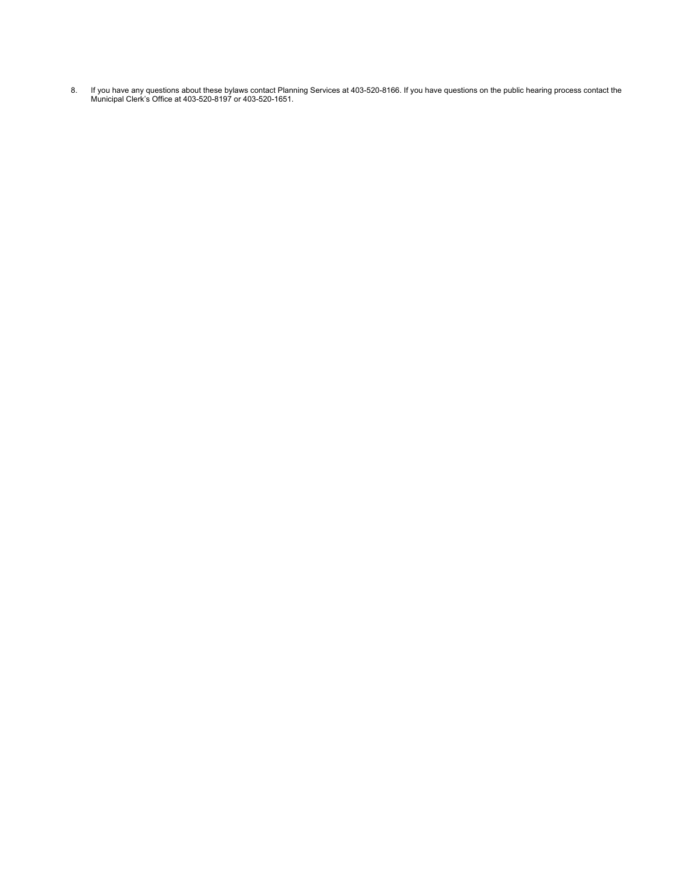8. If you have any questions about these bylaws contact Planning Services at 403-520-8166. If you have questions on the public hearing process contact the Municipal Clerk's Office at 403-520-8197 or 403-520-1651.